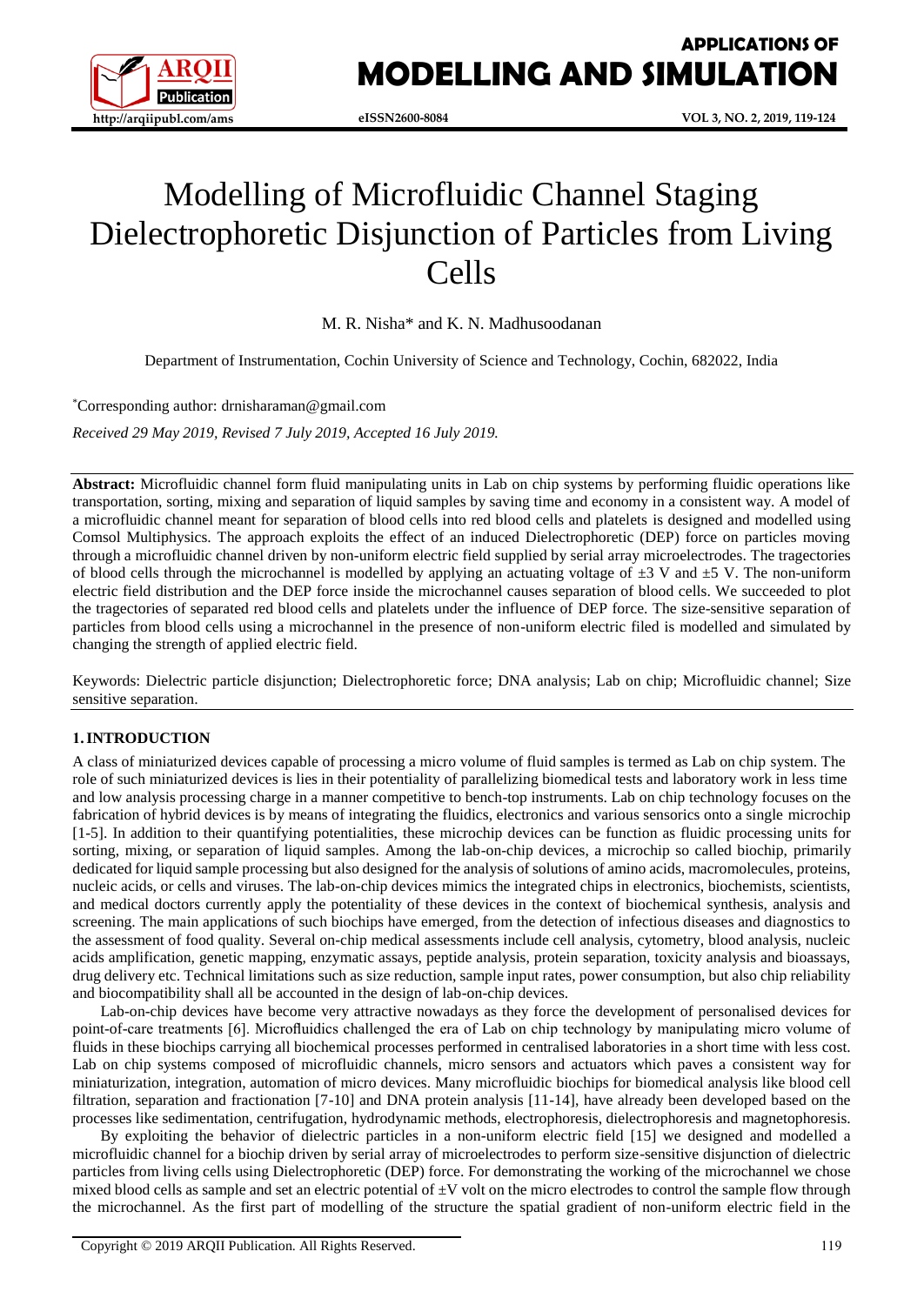# Modelling of Microfluidic Channel Staging Dielectrophoretic Disjunction of Particles from Living Cells

M. R. Nisha* and K. N. Madhusoodanan

Department of Instrumentation, Cochin University of Science and Technology, Cochin, 682022, India

*Corresponding author: drnisharaman@gmail.com

*Received 29 May 2019, Revised 7 July 2019, Accepted 16 July 2019.*

**Abstract:** Microfluidic channel form fluid manipulating units in Lab on chip systems by performing fluidic operations like transportation, sorting, mixing and separation of liquid samples by saving time and economy in a consistent way. A model of a microfluidic channel meant for separation of blood cells into red blood cells and platelets is designed and modelled using Comsol Multiphysics. The approach exploits the effect of an induced Dielectrophoretic (DEP) force on particles moving through a microfluidic channel driven by non-uniform electric field supplied by serial array microelectrodes. The tragectories of blood cells through the microchannel is modelled by applying an actuating voltage of ±3 V and ±5 V. The non-uniform electric field distribution and the DEP force inside the microchannel causes separation of blood cells. We succeeded to plot the tragectories of separated red blood cells and platelets under the influence of DEP force. The size-sensitive separation of particles from blood cells using a microchannel in the presence of non-uniform electric filed is modelled and simulated by changing the strength of applied electric field.

Keywords: Dielectric particle disjunction; Dielectrophoretic force; DNA analysis; Lab on chip; Microfluidic channel; Size sensitive separation.

## 1. INTRODUCTION

A class of miniaturized devices capable of processing a micro volume of fluid samples is termed as Lab on chip system. The role of such miniaturized devices is lies in their potentiality of parallelizing biomedical tests and laboratory work in less time and low analysis processing charge in a manner competitive to bench-top instruments. Lab on chip technology focuses on the fabrication of hybrid devices is by means of integrating the fluidics, electronics and various sensorics onto a single microchip [1-5]. In addition to their quantifying potentialities, these microchip devices can be function as fluidic processing units for sorting, mixing, or separation of liquid samples. Among the lab-on-chip devices, a microchip so called biochip, primarily dedicated for liquid sample processing but also designed for the analysis of solutions of amino acids, macromolecules, proteins, nucleic acids, or cells and viruses. The lab-on-chip devices mimics the integrated chips in electronics, biochemists, scientists, and medical doctors currently apply the potentiality of these devices in the context of biochemical synthesis, analysis and screening. The main applications of such biochips have emerged, from the detection of infectious diseases and diagnostics to the assessment of food quality. Several on-chip medical assessments include cell analysis, cytometry, blood analysis, nucleic acids amplification, genetic mapping, enzymatic assays, peptide analysis, protein separation, toxicity analysis and bioassays, drug delivery etc. Technical limitations such as size reduction, sample input rates, power consumption, but also chip reliability and biocompatibility shall all be accounted in the design of lab-on-chip devices.

Lab-on-chip devices have become very attractive nowadays as they force the development of personalised devices for point-of-care treatments [6]. Microfluidics challenged the era of Lab on chip technology by manipulating micro volume of fluids in these biochips carrying all biochemical processes performed in centralised laboratories in a short time with less cost. Lab on chip systems composed of microfluidic channels, micro sensors and actuators which paves a consistent way for miniaturization, integration, automation of micro devices. Many microfluidic biochips for biomedical analysis like blood cell filtration, separation and fractionation [7-10] and DNA protein analysis [11-14], have already been developed based on the processes like sedimentation, centrifugation, hydrodynamic methods, electrophoresis, dielectrophoresis and magnetophoresis.

By exploiting the behavior of dielectric particles in a non-uniform electric field [15] we designed and modelled a microfluidic channel for a biochip driven by serial array of microelectrodes to perform size-sensitive disjunction of dielectric particles from living cells using Dielectrophoretic (DEP) force. For demonstrating the working of the microchannel we chose mixed blood cells as sample and set an electric potential of ±V volt on the micro electrodes to control the sample flow through the microchannel. As the first part of modelling of the structure the spatial gradient of non-uniform electric field in the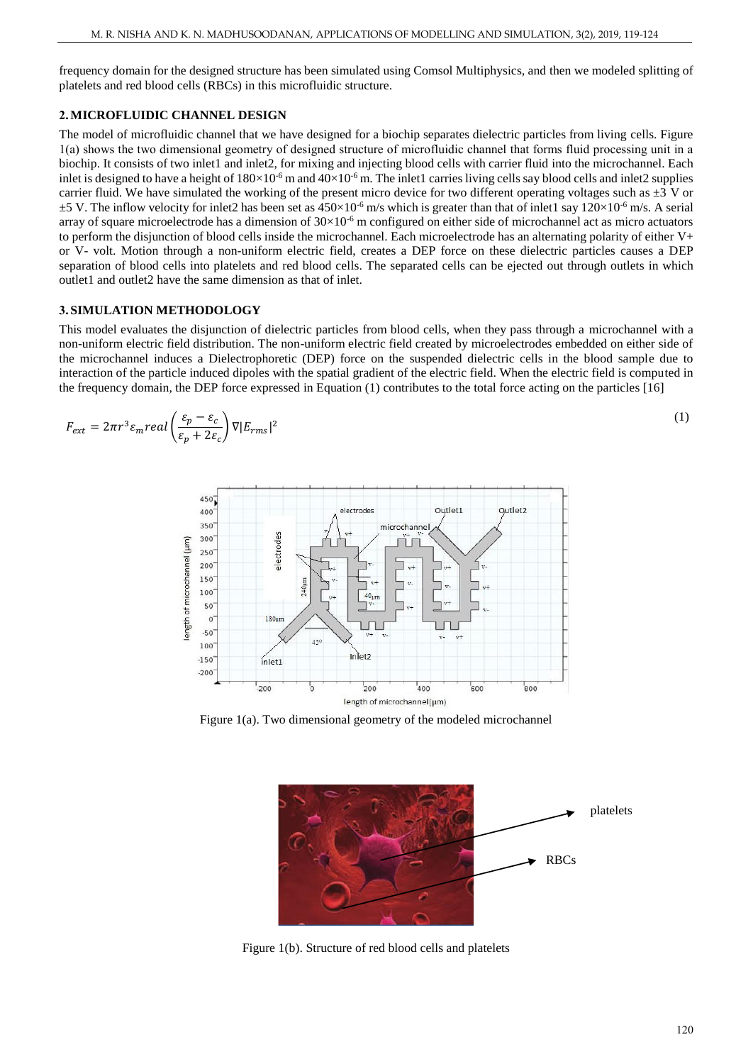frequency domain for the designed structure has been simulated using Comsol Multiphysics, and then we modeled splitting of platelets and red blood cells (RBCs) in this microfluidic structure.

## 2. MICROFLUIDIC CHANNEL DESIGN

The model of microfluidic channel that we have designed for a biochip separates dielectric particles from living cells. Figure 1(a) shows the two dimensional geometry of designed structure of microfluidic channel that forms fluid processing unit in a biochip. It consists of two inlet1 and inlet2, for mixing and injecting blood cells with carrier fluid into the microchannel. Each inlet is designed to have a height of $180\times10^{-6}$ m and $40\times10^{-6}$ m. The inlet1 carries living cells say blood cells and inlet2 supplies carrier fluid. We have simulated the working of the present micro device for two different operating voltages such as ±3 V or ±5 V. The inflow velocity for inlet2 has been set as $450\times10^{-6}$ m/s which is greater than that of inlet1 say $120\times10^{-6}$ m/s. A serial array of square microelectrode has a dimension of $30\times10^{-6}$ m configured on either side of microchannel act as micro actuators to perform the disjunction of blood cells inside the microchannel. Each microelectrode has an alternating polarity of either V+ or V- volt. Motion through a non-uniform electric field, creates a DEP force on these dielectric particles causes a DEP separation of blood cells into platelets and red blood cells. The separated cells can be ejected out through outlets in which outlet1 and outlet2 have the same dimension as that of inlet.

## 3. SIMULATION METHODOLOGY

This model evaluates the disjunction of dielectric particles from blood cells, when they pass through a microchannel with a non-uniform electric field distribution. The non-uniform electric field created by microelectrodes embedded on either side of the microchannel induces a Dielectrophoretic (DEP) force on the suspended dielectric cells in the blood sample due to interaction of the particle induced dipoles with the spatial gradient of the electric field. When the electric field is computed in the frequency domain, the DEP force expressed in Equation (1) contributes to the total force acting on the particles [16]

$$F_{ext} = 2\pi r^3 \varepsilon_m real\left(\frac{\varepsilon_p - \varepsilon_c}{\varepsilon_p + 2\varepsilon_c}\right)\nabla|E_{rms}|^2 \quad (1)$$

Figure 1(a). Two dimensional geometry of the modeled microchannel

Figure 1(b). Structure of red blood cells and platelets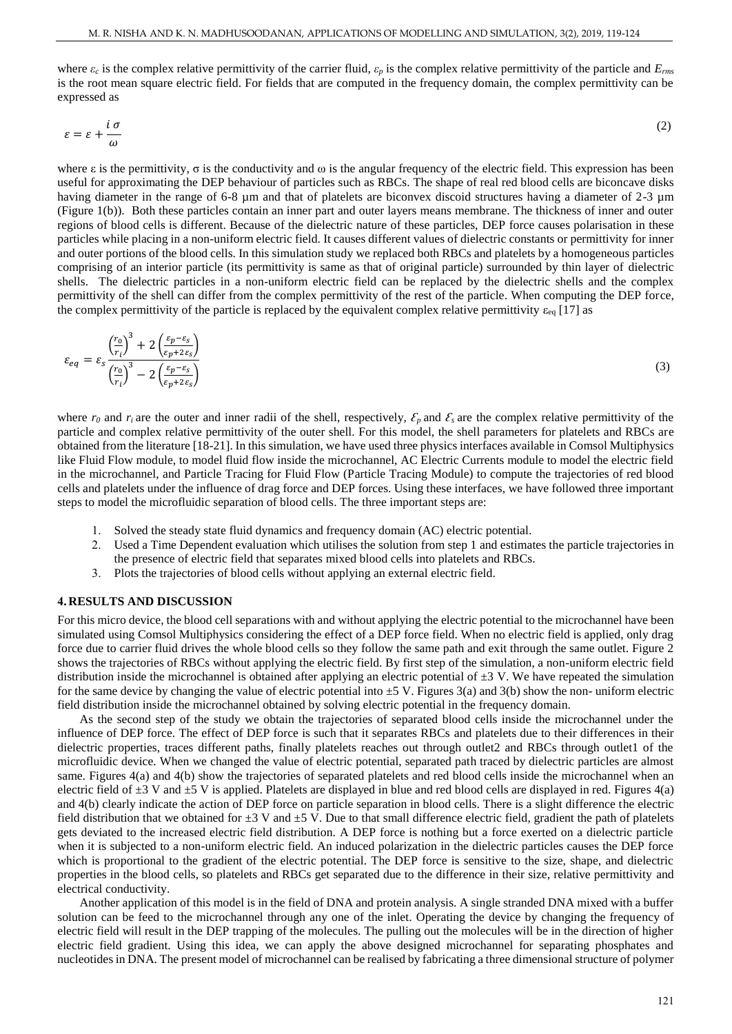where $\varepsilon_c$ is the complex relative permittivity of the carrier fluid, $\varepsilon_p$ is the complex relative permittivity of the particle and $E_{rms}$ is the root mean square electric field. For fields that are computed in the frequency domain, the complex permittivity can be expressed as

$$\varepsilon = \varepsilon + \frac{i\,\sigma}{\omega} \tag{2}$$

where ε is the permittivity, σ is the conductivity and ω is the angular frequency of the electric field. This expression has been useful for approximating the DEP behaviour of particles such as RBCs. The shape of real red blood cells are biconcave disks having diameter in the range of 6-8 µm and that of platelets are biconvex discoid structures having a diameter of 2-3 µm (Figure 1(b)). Both these particles contain an inner part and outer layers means membrane. The thickness of inner and outer regions of blood cells is different. Because of the dielectric nature of these particles, DEP force causes polarisation in these particles while placing in a non-uniform electric field. It causes different values of dielectric constants or permittivity for inner and outer portions of the blood cells. In this simulation study we replaced both RBCs and platelets by a homogeneous particles comprising of an interior particle (its permittivity is same as that of original particle) surrounded by thin layer of dielectric shells. The dielectric particles in a non-uniform electric field can be replaced by the dielectric shells and the complex permittivity of the shell can differ from the complex permittivity of the rest of the particle. When computing the DEP force, the complex permittivity of the particle is replaced by the equivalent complex relative permittivity $\varepsilon_{eq}$ [17] as

$$\varepsilon_{eq} = \varepsilon_s \frac{\left(\frac{r_0}{r_i}\right)^3 + 2\left(\frac{\varepsilon_p - \varepsilon_s}{\varepsilon_p + 2\varepsilon_s}\right)}{\left(\frac{r_0}{r_i}\right)^3 - 2\left(\frac{\varepsilon_p - \varepsilon_s}{\varepsilon_p + 2\varepsilon_s}\right)} \tag{3}$$

where $r_0$ and $r_i$ are the outer and inner radii of the shell, respectively, $\varepsilon_p$ and $\varepsilon_s$ are the complex relative permittivity of the particle and complex relative permittivity of the outer shell. For this model, the shell parameters for platelets and RBCs are obtained from the literature [18-21]. In this simulation, we have used three physics interfaces available in Comsol Multiphysics like Fluid Flow module, to model fluid flow inside the microchannel, AC Electric Currents module to model the electric field in the microchannel, and Particle Tracing for Fluid Flow (Particle Tracing Module) to compute the trajectories of red blood cells and platelets under the influence of drag force and DEP forces. Using these interfaces, we have followed three important steps to model the microfluidic separation of blood cells. The three important steps are:

1. Solved the steady state fluid dynamics and frequency domain (AC) electric potential.
2. Used a Time Dependent evaluation which utilises the solution from step 1 and estimates the particle trajectories in the presence of electric field that separates mixed blood cells into platelets and RBCs.
3. Plots the trajectories of blood cells without applying an external electric field.

## 4. RESULTS AND DISCUSSION

For this micro device, the blood cell separations with and without applying the electric potential to the microchannel have been simulated using Comsol Multiphysics considering the effect of a DEP force field. When no electric field is applied, only drag force due to carrier fluid drives the whole blood cells so they follow the same path and exit through the same outlet. Figure 2 shows the trajectories of RBCs without applying the electric field. By first step of the simulation, a non-uniform electric field distribution inside the microchannel is obtained after applying an electric potential of ±3 V. We have repeated the simulation for the same device by changing the value of electric potential into ±5 V. Figures 3(a) and 3(b) show the non- uniform electric field distribution inside the microchannel obtained by solving electric potential in the frequency domain.

As the second step of the study we obtain the trajectories of separated blood cells inside the microchannel under the influence of DEP force. The effect of DEP force is such that it separates RBCs and platelets due to their differences in their dielectric properties, traces different paths, finally platelets reaches out through outlet2 and RBCs through outlet1 of the microfluidic device. When we changed the value of electric potential, separated path traced by dielectric particles are almost same. Figures 4(a) and 4(b) show the trajectories of separated platelets and red blood cells inside the microchannel when an electric field of ±3 V and ±5 V is applied. Platelets are displayed in blue and red blood cells are displayed in red. Figures 4(a) and 4(b) clearly indicate the action of DEP force on particle separation in blood cells. There is a slight difference the electric field distribution that we obtained for ±3 V and ±5 V. Due to that small difference electric field, gradient the path of platelets gets deviated to the increased electric field distribution. A DEP force is nothing but a force exerted on a dielectric particle when it is subjected to a non-uniform electric field. An induced polarization in the dielectric particles causes the DEP force which is proportional to the gradient of the electric potential. The DEP force is sensitive to the size, shape, and dielectric properties in the blood cells, so platelets and RBCs get separated due to the difference in their size, relative permittivity and electrical conductivity.

Another application of this model is in the field of DNA and protein analysis. A single stranded DNA mixed with a buffer solution can be feed to the microchannel through any one of the inlet. Operating the device by changing the frequency of electric field will result in the DEP trapping of the molecules. The pulling out the molecules will be in the direction of higher electric field gradient. Using this idea, we can apply the above designed microchannel for separating phosphates and nucleotides in DNA. The present model of microchannel can be realised by fabricating a three dimensional structure of polymer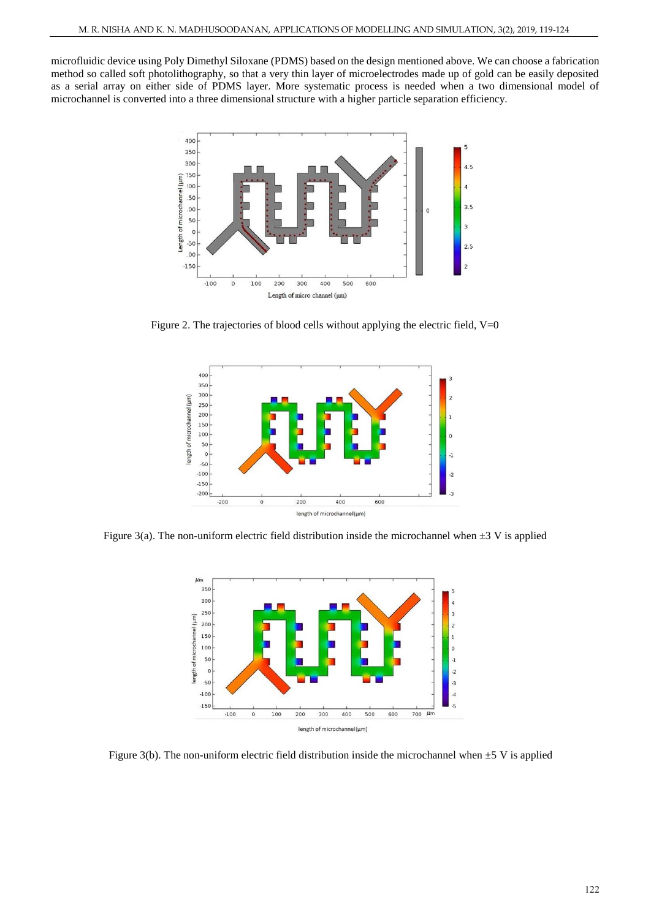microfluidic device using Poly Dimethyl Siloxane (PDMS) based on the design mentioned above. We can choose a fabrication method so called soft photolithography, so that a very thin layer of microelectrodes made up of gold can be easily deposited as a serial array on either side of PDMS layer. More systematic process is needed when a two dimensional model of microchannel is converted into a three dimensional structure with a higher particle separation efficiency.

Figure 2. The trajectories of blood cells without applying the electric field, V=0

Figure 3(a). The non-uniform electric field distribution inside the microchannel when ±3 V is applied

Figure 3(b). The non-uniform electric field distribution inside the microchannel when ±5 V is applied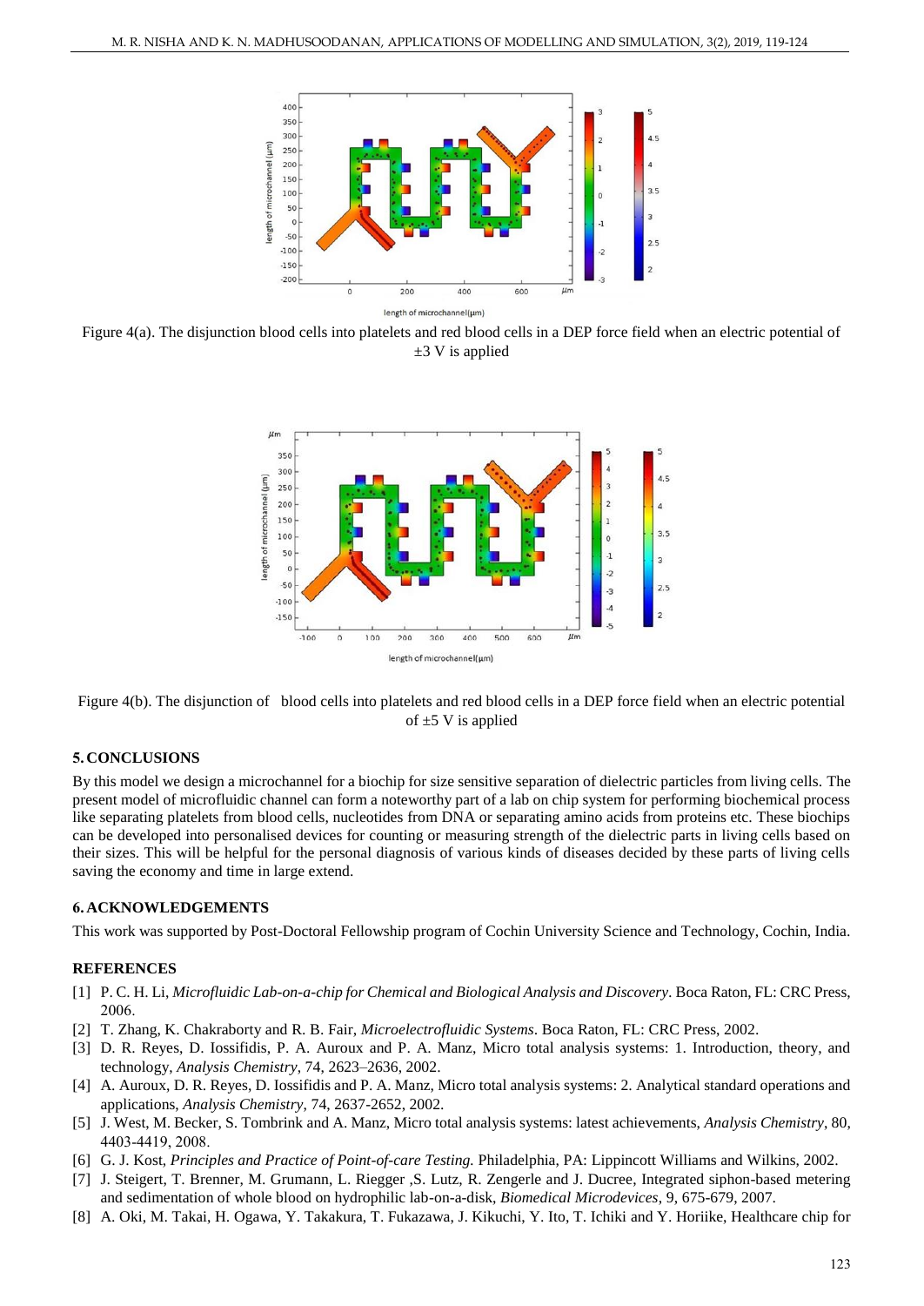Figure 4(a). The disjunction blood cells into platelets and red blood cells in a DEP force field when an electric potential of ±3 V is applied

Figure 4(b). The disjunction of blood cells into platelets and red blood cells in a DEP force field when an electric potential of ±5 V is applied

## 5. CONCLUSIONS

By this model we design a microchannel for a biochip for size sensitive separation of dielectric particles from living cells. The present model of microfluidic channel can form a noteworthy part of a lab on chip system for performing biochemical process like separating platelets from blood cells, nucleotides from DNA or separating amino acids from proteins etc. These biochips can be developed into personalised devices for counting or measuring strength of the dielectric parts in living cells based on their sizes. This will be helpful for the personal diagnosis of various kinds of diseases decided by these parts of living cells saving the economy and time in large extend.

## 6. ACKNOWLEDGEMENTS

This work was supported by Post-Doctoral Fellowship program of Cochin University Science and Technology, Cochin, India.

## REFERENCES

[1] P. C. H. Li, *Microfluidic Lab-on-a-chip for Chemical and Biological Analysis and Discovery*. Boca Raton, FL: CRC Press, 2006.

[2] T. Zhang, K. Chakraborty and R. B. Fair, *Microelectrofluidic Systems*. Boca Raton, FL: CRC Press, 2002.

[3] D. R. Reyes, D. Iossifidis, P. A. Auroux and P. A. Manz, Micro total analysis systems: 1. Introduction, theory, and technology, *Analysis Chemistry*, 74, 2623–2636, 2002.

[4] A. Auroux, D. R. Reyes, D. Iossifidis and P. A. Manz, Micro total analysis systems: 2. Analytical standard operations and applications, *Analysis Chemistry*, 74, 2637-2652, 2002.

[5] J. West, M. Becker, S. Tombrink and A. Manz, Micro total analysis systems: latest achievements, *Analysis Chemistry*, 80, 4403-4419, 2008.

[6] G. J. Kost, *Principles and Practice of Point-of-care Testing.* Philadelphia, PA: Lippincott Williams and Wilkins, 2002.

[7] J. Steigert, T. Brenner, M. Grumann, L. Riegger ,S. Lutz, R. Zengerle and J. Ducree, Integrated siphon-based metering and sedimentation of whole blood on hydrophilic lab-on-a-disk, *Biomedical Microdevices*, 9, 675-679, 2007.

[8] A. Oki, M. Takai, H. Ogawa, Y. Takakura, T. Fukazawa, J. Kikuchi, Y. Ito, T. Ichiki and Y. Horiike, Healthcare chip for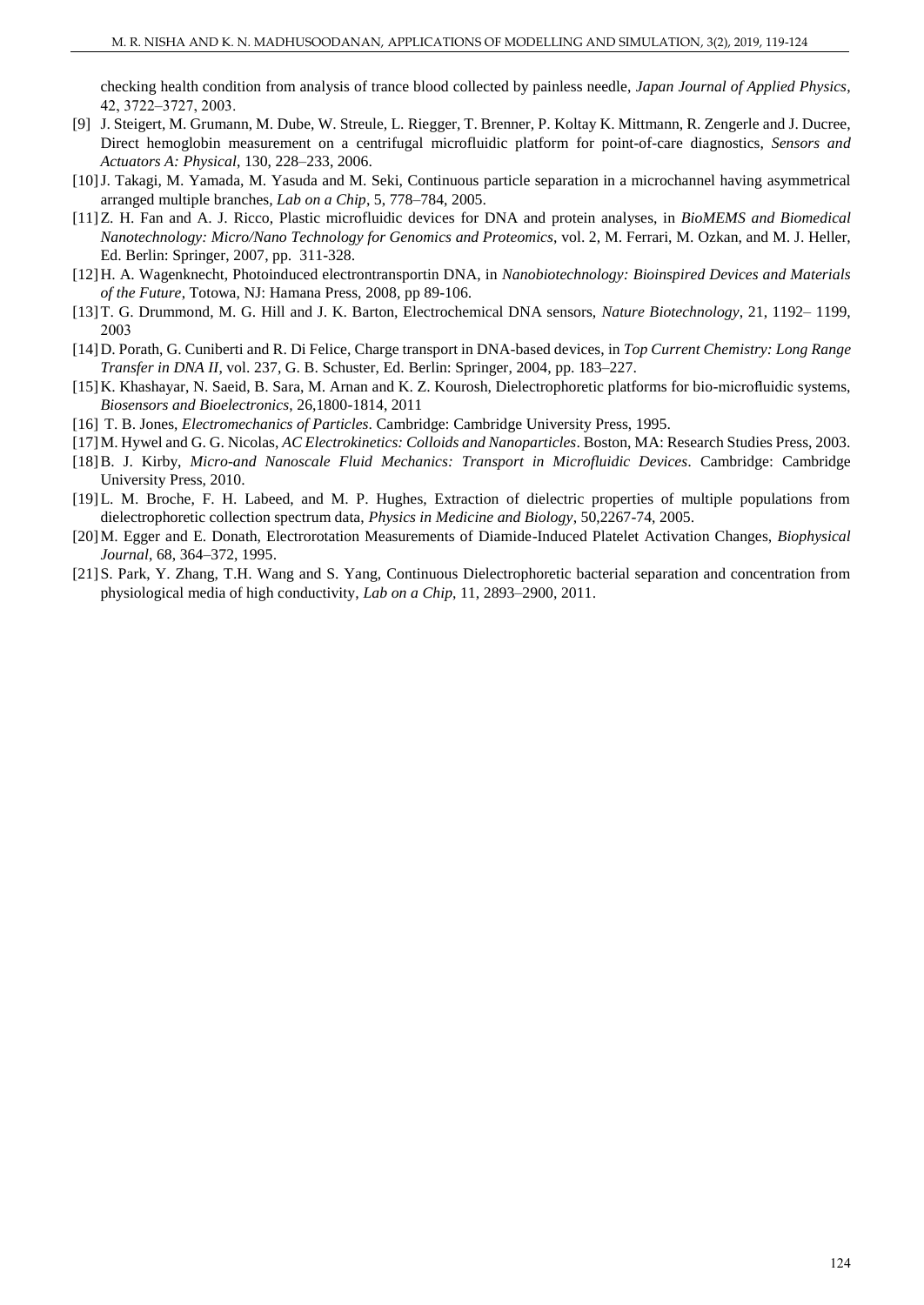checking health condition from analysis of trance blood collected by painless needle, *Japan Journal of Applied Physics*, 42, 3722–3727, 2003.

[9] J. Steigert, M. Grumann, M. Dube, W. Streule, L. Riegger, T. Brenner, P. Koltay K. Mittmann, R. Zengerle and J. Ducree, Direct hemoglobin measurement on a centrifugal microfluidic platform for point-of-care diagnostics, *Sensors and Actuators A: Physical*, 130, 228–233, 2006.

[10] J. Takagi, M. Yamada, M. Yasuda and M. Seki, Continuous particle separation in a microchannel having asymmetrical arranged multiple branches, *Lab on a Chip*, 5, 778–784, 2005.

[11] Z. H. Fan and A. J. Ricco, Plastic microfluidic devices for DNA and protein analyses, in *BioMEMS and Biomedical Nanotechnology: Micro/Nano Technology for Genomics and Proteomics*, vol. 2, M. Ferrari, M. Ozkan, and M. J. Heller, Ed. Berlin: Springer, 2007, pp. 311-328.

[12] H. A. Wagenknecht, Photoinduced electrontransportin DNA, in *Nanobiotechnology: Bioinspired Devices and Materials of the Future*, Totowa, NJ: Hamana Press, 2008, pp 89-106.

[13] T. G. Drummond, M. G. Hill and J. K. Barton, Electrochemical DNA sensors, *Nature Biotechnology*, 21, 1192– 1199, 2003

[14] D. Porath, G. Cuniberti and R. Di Felice, Charge transport in DNA-based devices, in *Top Current Chemistry: Long Range Transfer in DNA II*, vol. 237, G. B. Schuster, Ed. Berlin: Springer, 2004, pp. 183–227.

[15] K. Khashayar, N. Saeid, B. Sara, M. Arnan and K. Z. Kourosh, Dielectrophoretic platforms for bio-microfluidic systems, *Biosensors and Bioelectronics*, 26,1800-1814, 2011

[16] T. B. Jones, *Electromechanics of Particles*. Cambridge: Cambridge University Press, 1995.

[17] M. Hywel and G. G. Nicolas, *AC Electrokinetics: Colloids and Nanoparticles*. Boston, MA: Research Studies Press, 2003.

[18] B. J. Kirby, *Micro-and Nanoscale Fluid Mechanics: Transport in Microfluidic Devices*. Cambridge: Cambridge University Press, 2010.

[19] L. M. Broche, F. H. Labeed, and M. P. Hughes, Extraction of dielectric properties of multiple populations from dielectrophoretic collection spectrum data, *Physics in Medicine and Biology*, 50,2267-74, 2005.

[20] M. Egger and E. Donath, Electrorotation Measurements of Diamide-Induced Platelet Activation Changes, *Biophysical Journal*, 68, 364–372, 1995.

[21] S. Park, Y. Zhang, T.H. Wang and S. Yang, Continuous Dielectrophoretic bacterial separation and concentration from physiological media of high conductivity, *Lab on a Chip*, 11, 2893–2900, 2011.